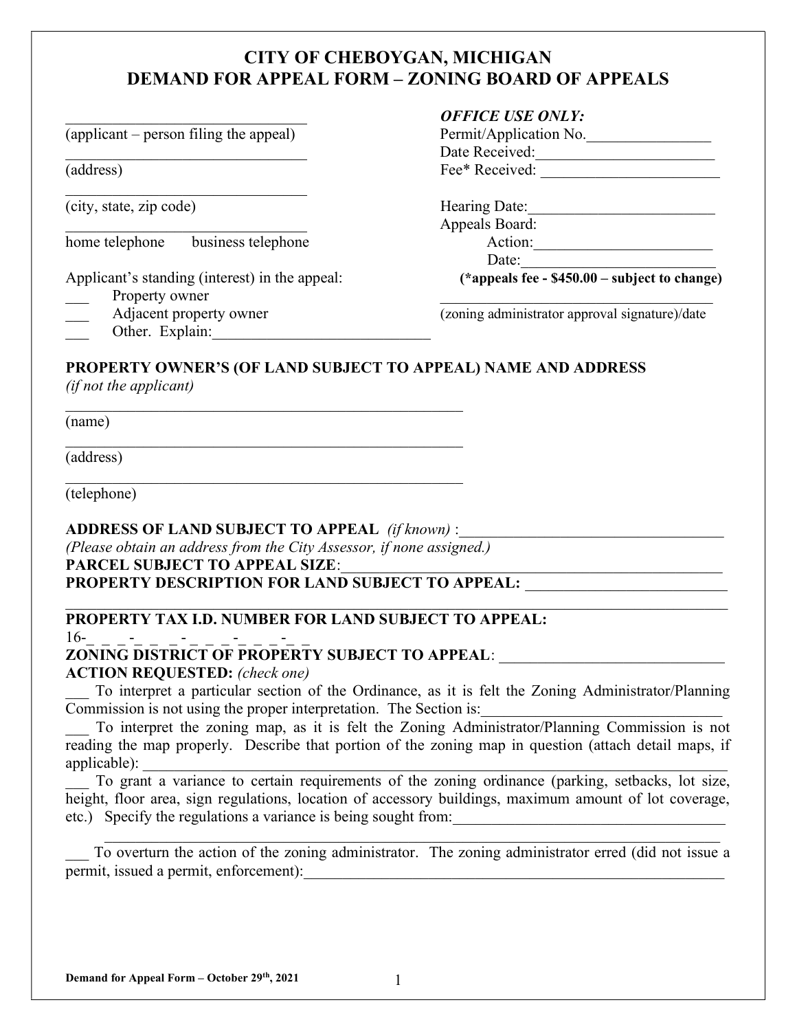# CITY OF CHEBOYGAN, MICHIGAN
# DEMAND FOR APPEAL FORM – ZONING BOARD OF APPEALS

______________________________
(applicant – person filing the appeal)

______________________________
(address)

______________________________
(city, state, zip code)

______________________________
home telephone      business telephone

Applicant's standing (interest) in the appeal:

___ Property owner
___ Adjacent property owner
___ Other. Explain:___________________________

***OFFICE USE ONLY:***

Permit/Application No.________________
Date Received:_______________________
Fee* Received: _______________________

Hearing Date:________________________
Appeals Board:
Action:______________________
Date:________________________
**(\*appeals fee - $450.00 – subject to change)**

______________________________________
(zoning administrator approval signature)/date

**PROPERTY OWNER'S (OF LAND SUBJECT TO APPEAL) NAME AND ADDRESS**
*(if not the applicant)*

_________________________________________________
(name)

_________________________________________________
(address)

_________________________________________________
(telephone)

**ADDRESS OF LAND SUBJECT TO APPEAL** *(if known)* :_________________________________
*(Please obtain an address from the City Assessor, if none assigned.)*
**PARCEL SUBJECT TO APPEAL SIZE**:_______________________________________________
**PROPERTY DESCRIPTION FOR LAND SUBJECT TO APPEAL:** ________________________
_____________________________________________________________________________
**PROPERTY TAX I.D. NUMBER FOR LAND SUBJECT TO APPEAL:**
16-_ _ _-_ _ _-_ _ _-_ _ _-_ _
**ZONING DISTRICT OF PROPERTY SUBJECT TO APPEAL**: ___________________________
**ACTION REQUESTED:** *(check one)*

___ To interpret a particular section of the Ordinance, as it is felt the Zoning Administrator/Planning Commission is not using the proper interpretation. The Section is:______________________________

___ To interpret the zoning map, as it is felt the Zoning Administrator/Planning Commission is not reading the map properly. Describe that portion of the zoning map in question (attach detail maps, if applicable): ____________________________________________________________________

___ To grant a variance to certain requirements of the zoning ordinance (parking, setbacks, lot size, height, floor area, sign regulations, location of accessory buildings, maximum amount of lot coverage, etc.) Specify the regulations a variance is being sought from:___________________________________
_____________________________________________________________________________

___ To overturn the action of the zoning administrator. The zoning administrator erred (did not issue a permit, issued a permit, enforcement):_________________________________________________________

Demand for Appeal Form – October 29th, 2021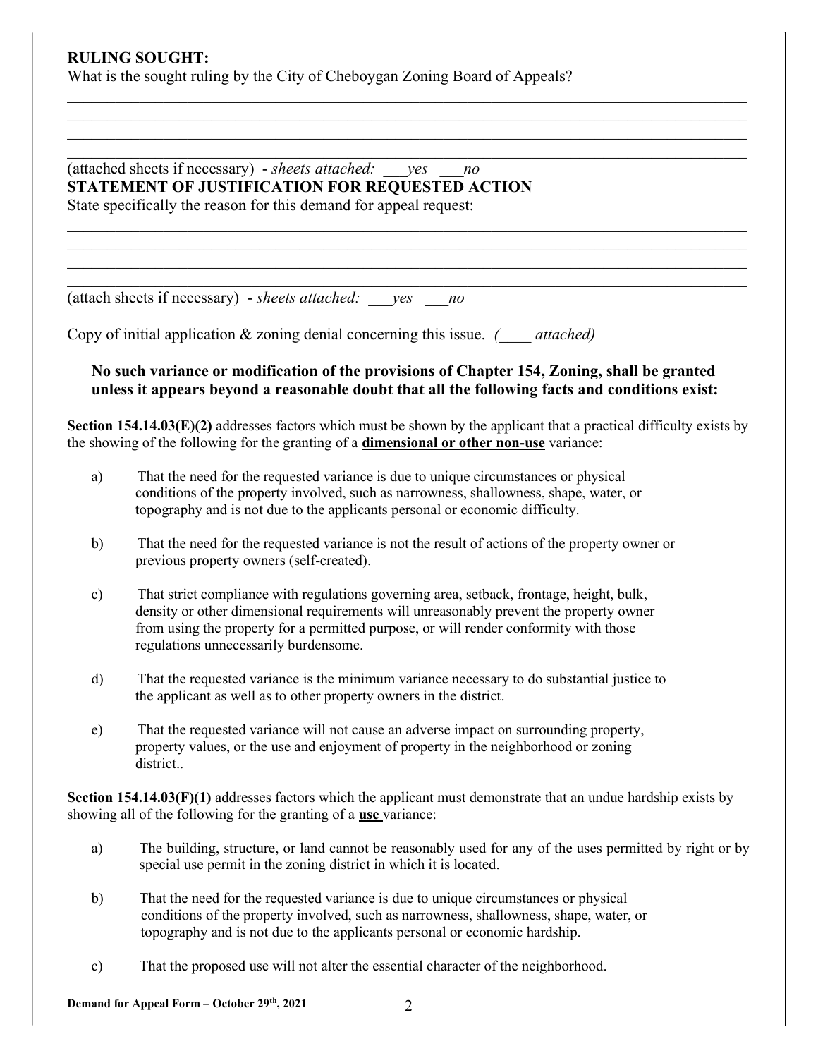**RULING SOUGHT:**
What is the sought ruling by the City of Cheboygan Zoning Board of Appeals?

\_\_\_\_\_\_\_\_\_\_\_\_\_\_\_\_\_\_\_\_\_\_\_\_\_\_\_\_\_\_\_\_\_\_\_\_\_\_\_\_\_\_\_\_\_\_\_\_\_\_\_\_\_\_\_\_\_\_\_\_\_\_\_\_\_\_\_\_\_\_\_\_\_\_\_\_\_\_
\_\_\_\_\_\_\_\_\_\_\_\_\_\_\_\_\_\_\_\_\_\_\_\_\_\_\_\_\_\_\_\_\_\_\_\_\_\_\_\_\_\_\_\_\_\_\_\_\_\_\_\_\_\_\_\_\_\_\_\_\_\_\_\_\_\_\_\_\_\_\_\_\_\_\_\_\_\_
\_\_\_\_\_\_\_\_\_\_\_\_\_\_\_\_\_\_\_\_\_\_\_\_\_\_\_\_\_\_\_\_\_\_\_\_\_\_\_\_\_\_\_\_\_\_\_\_\_\_\_\_\_\_\_\_\_\_\_\_\_\_\_\_\_\_\_\_\_\_\_\_\_\_\_\_\_\_
\_\_\_\_\_\_\_\_\_\_\_\_\_\_\_\_\_\_\_\_\_\_\_\_\_\_\_\_\_\_\_\_\_\_\_\_\_\_\_\_\_\_\_\_\_\_\_\_\_\_\_\_\_\_\_\_\_\_\_\_\_\_\_\_\_\_\_\_\_\_\_\_\_\_\_\_\_\_

(attached sheets if necessary) - *sheets attached: \_\_\_yes \_\_\_no*

**STATEMENT OF JUSTIFICATION FOR REQUESTED ACTION**
State specifically the reason for this demand for appeal request:

\_\_\_\_\_\_\_\_\_\_\_\_\_\_\_\_\_\_\_\_\_\_\_\_\_\_\_\_\_\_\_\_\_\_\_\_\_\_\_\_\_\_\_\_\_\_\_\_\_\_\_\_\_\_\_\_\_\_\_\_\_\_\_\_\_\_\_\_\_\_\_\_\_\_\_\_\_\_
\_\_\_\_\_\_\_\_\_\_\_\_\_\_\_\_\_\_\_\_\_\_\_\_\_\_\_\_\_\_\_\_\_\_\_\_\_\_\_\_\_\_\_\_\_\_\_\_\_\_\_\_\_\_\_\_\_\_\_\_\_\_\_\_\_\_\_\_\_\_\_\_\_\_\_\_\_\_
\_\_\_\_\_\_\_\_\_\_\_\_\_\_\_\_\_\_\_\_\_\_\_\_\_\_\_\_\_\_\_\_\_\_\_\_\_\_\_\_\_\_\_\_\_\_\_\_\_\_\_\_\_\_\_\_\_\_\_\_\_\_\_\_\_\_\_\_\_\_\_\_\_\_\_\_\_\_
\_\_\_\_\_\_\_\_\_\_\_\_\_\_\_\_\_\_\_\_\_\_\_\_\_\_\_\_\_\_\_\_\_\_\_\_\_\_\_\_\_\_\_\_\_\_\_\_\_\_\_\_\_\_\_\_\_\_\_\_\_\_\_\_\_\_\_\_\_\_\_\_\_\_\_\_\_\_

(attach sheets if necessary) - *sheets attached: \_\_\_yes \_\_\_no*

Copy of initial application & zoning denial concerning this issue. *(\_\_\_\_ attached)*

**No such variance or modification of the provisions of Chapter 154, Zoning, shall be granted unless it appears beyond a reasonable doubt that all the following facts and conditions exist:**

**Section 154.14.03(E)(2)** addresses factors which must be shown by the applicant that a practical difficulty exists by the showing of the following for the granting of a **dimensional or other non-use** variance:

a) That the need for the requested variance is due to unique circumstances or physical conditions of the property involved, such as narrowness, shallowness, shape, water, or topography and is not due to the applicants personal or economic difficulty.

b) That the need for the requested variance is not the result of actions of the property owner or previous property owners (self-created).

c) That strict compliance with regulations governing area, setback, frontage, height, bulk, density or other dimensional requirements will unreasonably prevent the property owner from using the property for a permitted purpose, or will render conformity with those regulations unnecessarily burdensome.

d) That the requested variance is the minimum variance necessary to do substantial justice to the applicant as well as to other property owners in the district.

e) That the requested variance will not cause an adverse impact on surrounding property, property values, or the use and enjoyment of property in the neighborhood or zoning district..

**Section 154.14.03(F)(1)** addresses factors which the applicant must demonstrate that an undue hardship exists by showing all of the following for the granting of a **use** variance:

a) The building, structure, or land cannot be reasonably used for any of the uses permitted by right or by special use permit in the zoning district in which it is located.

b) That the need for the requested variance is due to unique circumstances or physical conditions of the property involved, such as narrowness, shallowness, shape, water, or topography and is not due to the applicants personal or economic hardship.

c) That the proposed use will not alter the essential character of the neighborhood.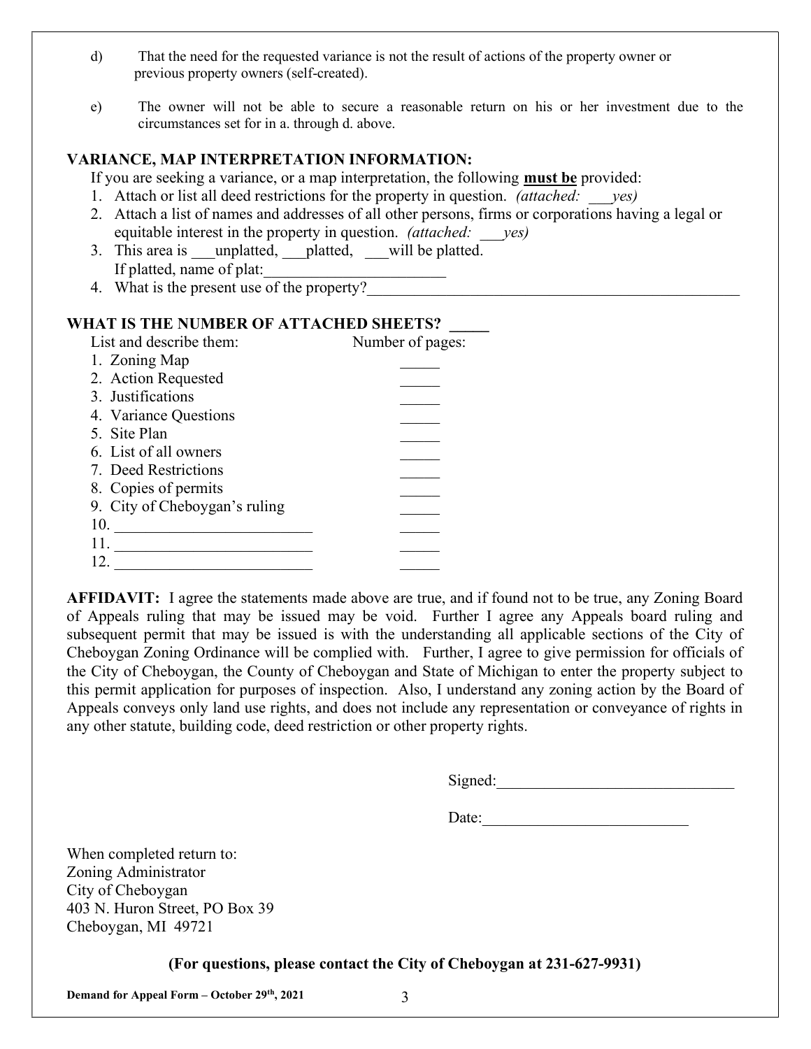d) That the need for the requested variance is not the result of actions of the property owner or previous property owners (self-created).

e) The owner will not be able to secure a reasonable return on his or her investment due to the circumstances set for in a. through d. above.

**VARIANCE, MAP INTERPRETATION INFORMATION:**

If you are seeking a variance, or a map interpretation, the following **must be** provided:

1. Attach or list all deed restrictions for the property in question. *(attached: ___yes)*
2. Attach a list of names and addresses of all other persons, firms or corporations having a legal or equitable interest in the property in question. *(attached: ___yes)*
3. This area is ___unplatted, ___platted, ___will be platted.
   If platted, name of plat:_______________________
4. What is the present use of the property?_______________________________________________

**WHAT IS THE NUMBER OF ATTACHED SHEETS? _____**

| List and describe them: | Number of pages: |
| --- | --- |
| 1. Zoning Map | _____ |
| 2. Action Requested | _____ |
| 3. Justifications | _____ |
| 4. Variance Questions | _____ |
| 5. Site Plan | _____ |
| 6. List of all owners | _____ |
| 7. Deed Restrictions | _____ |
| 8. Copies of permits | _____ |
| 9. City of Cheboygan's ruling | _____ |
| 10. _________________________ | _____ |
| 11. _________________________ | _____ |
| 12. _________________________ | _____ |

**AFFIDAVIT:** I agree the statements made above are true, and if found not to be true, any Zoning Board of Appeals ruling that may be issued may be void. Further I agree any Appeals board ruling and subsequent permit that may be issued is with the understanding all applicable sections of the City of Cheboygan Zoning Ordinance will be complied with. Further, I agree to give permission for officials of the City of Cheboygan, the County of Cheboygan and State of Michigan to enter the property subject to this permit application for purposes of inspection. Also, I understand any zoning action by the Board of Appeals conveys only land use rights, and does not include any representation or conveyance of rights in any other statute, building code, deed restriction or other property rights.

Signed:______________________________

Date:_________________________

When completed return to:
Zoning Administrator
City of Cheboygan
403 N. Huron Street, PO Box 39
Cheboygan, MI 49721

**(For questions, please contact the City of Cheboygan at 231-627-9931)**

**Demand for Appeal Form – October 29th, 2021**